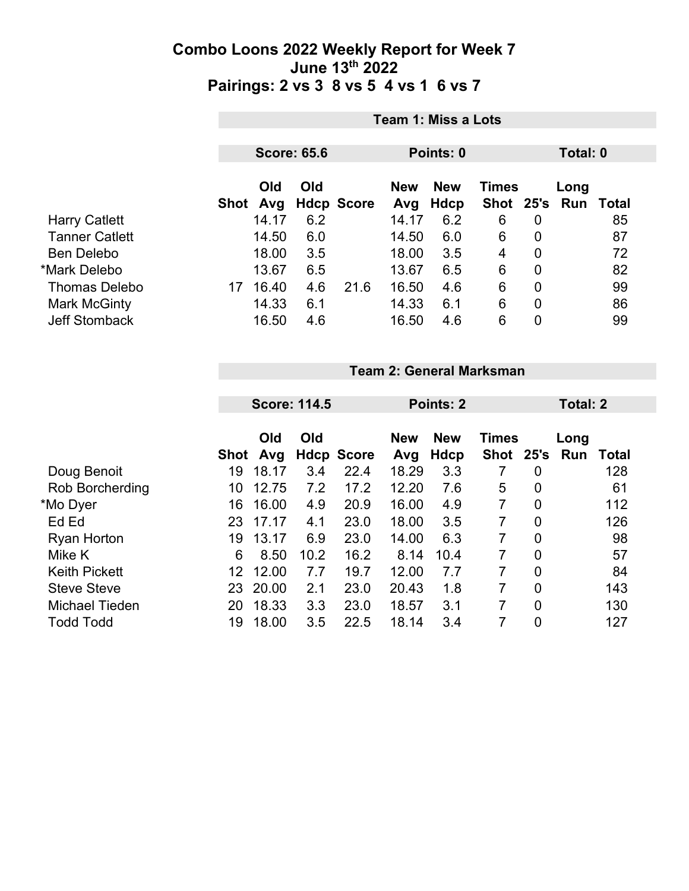# Combo Loons 2022 Weekly Report for Week 7
## June 13th 2022
## Pairings: 2 vs 3  8 vs 5  4 vs 1  6 vs 7

### Team 1: Miss a Lots

**Score: 65.6** | **Points: 0** | **Total: 0**

| | Shot | Old Avg | Old Hdcp | Score | New Avg | New Hdcp | Times Shot | 25's | Long Run | Total |
|---|---|---|---|---|---|---|---|---|---|---|
| Harry Catlett | | 14.17 | 6.2 | | 14.17 | 6.2 | 6 | 0 | | 85 |
| Tanner Catlett | | 14.50 | 6.0 | | 14.50 | 6.0 | 6 | 0 | | 87 |
| Ben Delebo | | 18.00 | 3.5 | | 18.00 | 3.5 | 4 | 0 | | 72 |
| *Mark Delebo | | 13.67 | 6.5 | | 13.67 | 6.5 | 6 | 0 | | 82 |
| Thomas Delebo | 17 | 16.40 | 4.6 | 21.6 | 16.50 | 4.6 | 6 | 0 | | 99 |
| Mark McGinty | | 14.33 | 6.1 | | 14.33 | 6.1 | 6 | 0 | | 86 |
| Jeff Stomback | | 16.50 | 4.6 | | 16.50 | 4.6 | 6 | 0 | | 99 |

### Team 2: General Marksman

**Score: 114.5** | **Points: 2** | **Total: 2**

| | Shot | Old Avg | Old Hdcp | Score | New Avg | New Hdcp | Times Shot | 25's | Long Run | Total |
|---|---|---|---|---|---|---|---|---|---|---|
| Doug Benoit | 19 | 18.17 | 3.4 | 22.4 | 18.29 | 3.3 | 7 | 0 | | 128 |
| Rob Borcherding | 10 | 12.75 | 7.2 | 17.2 | 12.20 | 7.6 | 5 | 0 | | 61 |
| *Mo Dyer | 16 | 16.00 | 4.9 | 20.9 | 16.00 | 4.9 | 7 | 0 | | 112 |
| Ed Ed | 23 | 17.17 | 4.1 | 23.0 | 18.00 | 3.5 | 7 | 0 | | 126 |
| Ryan Horton | 19 | 13.17 | 6.9 | 23.0 | 14.00 | 6.3 | 7 | 0 | | 98 |
| Mike K | 6 | 8.50 | 10.2 | 16.2 | 8.14 | 10.4 | 7 | 0 | | 57 |
| Keith Pickett | 12 | 12.00 | 7.7 | 19.7 | 12.00 | 7.7 | 7 | 0 | | 84 |
| Steve Steve | 23 | 20.00 | 2.1 | 23.0 | 20.43 | 1.8 | 7 | 0 | | 143 |
| Michael Tieden | 20 | 18.33 | 3.3 | 23.0 | 18.57 | 3.1 | 7 | 0 | | 130 |
| Todd Todd | 19 | 18.00 | 3.5 | 22.5 | 18.14 | 3.4 | 7 | 0 | | 127 |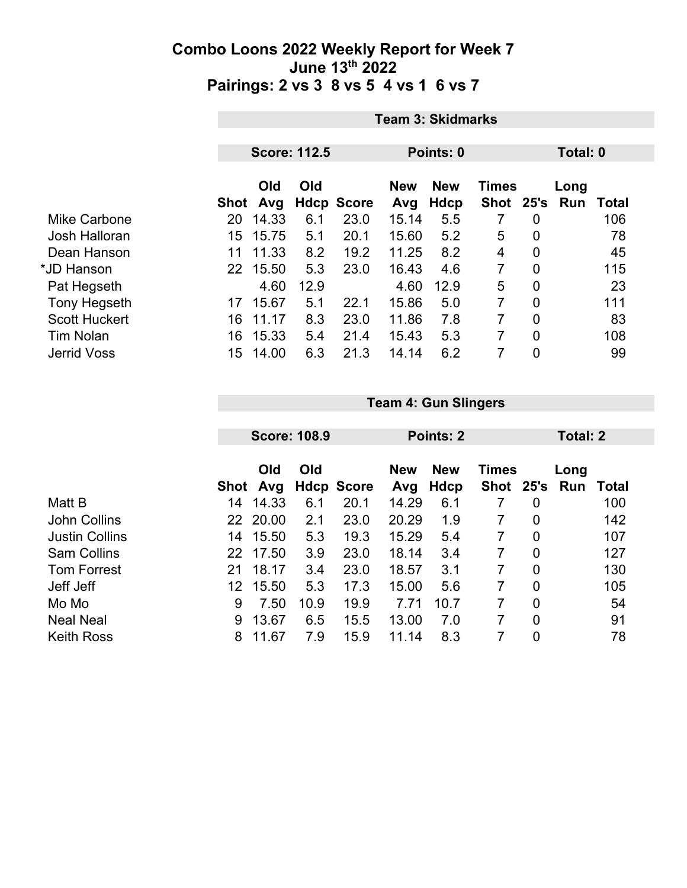# Combo Loons 2022 Weekly Report for Week 7
## June 13th 2022
## Pairings: 2 vs 3 8 vs 5 4 vs 1 6 vs 7

### Team 3: Skidmarks

**Score: 112.5** | **Points: 0** | **Total: 0**

| | Shot | Old Avg | Old Hdcp | Score | New Avg | New Hdcp | Times Shot | 25's | Long Run | Total |
|---|---|---|---|---|---|---|---|---|---|---|
| Mike Carbone | 20 | 14.33 | 6.1 | 23.0 | 15.14 | 5.5 | 7 | 0 | | 106 |
| Josh Halloran | 15 | 15.75 | 5.1 | 20.1 | 15.60 | 5.2 | 5 | 0 | | 78 |
| Dean Hanson | 11 | 11.33 | 8.2 | 19.2 | 11.25 | 8.2 | 4 | 0 | | 45 |
| *JD Hanson | 22 | 15.50 | 5.3 | 23.0 | 16.43 | 4.6 | 7 | 0 | | 115 |
| Pat Hegseth | | 4.60 | 12.9 | | 4.60 | 12.9 | 5 | 0 | | 23 |
| Tony Hegseth | 17 | 15.67 | 5.1 | 22.1 | 15.86 | 5.0 | 7 | 0 | | 111 |
| Scott Huckert | 16 | 11.17 | 8.3 | 23.0 | 11.86 | 7.8 | 7 | 0 | | 83 |
| Tim Nolan | 16 | 15.33 | 5.4 | 21.4 | 15.43 | 5.3 | 7 | 0 | | 108 |
| Jerrid Voss | 15 | 14.00 | 6.3 | 21.3 | 14.14 | 6.2 | 7 | 0 | | 99 |

### Team 4: Gun Slingers

**Score: 108.9** | **Points: 2** | **Total: 2**

| | Shot | Old Avg | Old Hdcp | Score | New Avg | New Hdcp | Times Shot | 25's | Long Run | Total |
|---|---|---|---|---|---|---|---|---|---|---|
| Matt B | 14 | 14.33 | 6.1 | 20.1 | 14.29 | 6.1 | 7 | 0 | | 100 |
| John Collins | 22 | 20.00 | 2.1 | 23.0 | 20.29 | 1.9 | 7 | 0 | | 142 |
| Justin Collins | 14 | 15.50 | 5.3 | 19.3 | 15.29 | 5.4 | 7 | 0 | | 107 |
| Sam Collins | 22 | 17.50 | 3.9 | 23.0 | 18.14 | 3.4 | 7 | 0 | | 127 |
| Tom Forrest | 21 | 18.17 | 3.4 | 23.0 | 18.57 | 3.1 | 7 | 0 | | 130 |
| Jeff Jeff | 12 | 15.50 | 5.3 | 17.3 | 15.00 | 5.6 | 7 | 0 | | 105 |
| Mo Mo | 9 | 7.50 | 10.9 | 19.9 | 7.71 | 10.7 | 7 | 0 | | 54 |
| Neal Neal | 9 | 13.67 | 6.5 | 15.5 | 13.00 | 7.0 | 7 | 0 | | 91 |
| Keith Ross | 8 | 11.67 | 7.9 | 15.9 | 11.14 | 8.3 | 7 | 0 | | 78 |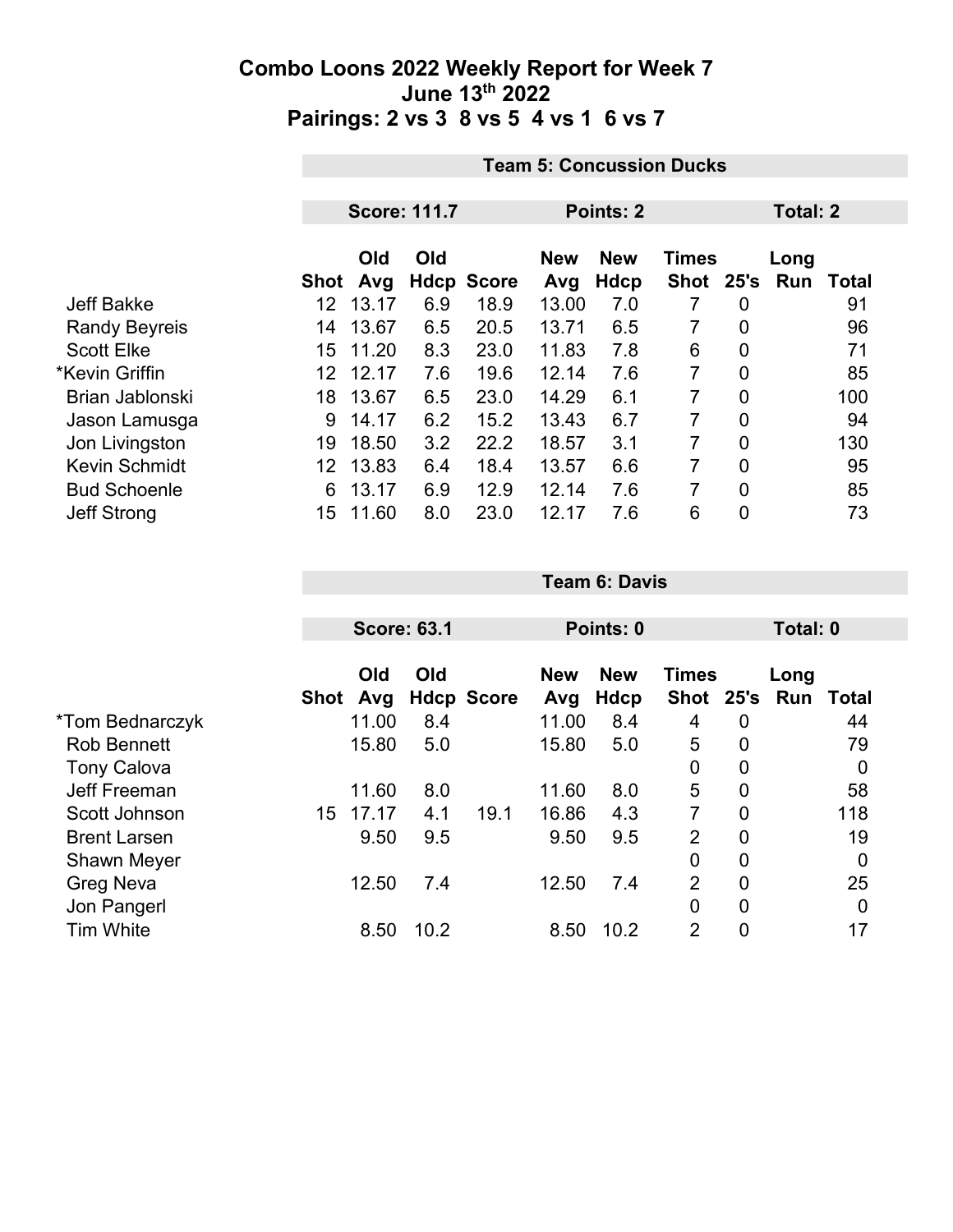# Combo Loons 2022 Weekly Report for Week 7
## June 13th 2022
## Pairings: 2 vs 3  8 vs 5  4 vs 1  6 vs 7

### Team 5: Concussion Ducks

**Score: 111.7** | **Points: 2** | **Total: 2**

| | Shot | Old Avg | Old Hdcp | Score | New Avg | New Hdcp | Times Shot | 25's | Long Run | Total |
|---|---|---|---|---|---|---|---|---|---|---|
| Jeff Bakke | 12 | 13.17 | 6.9 | 18.9 | 13.00 | 7.0 | 7 | 0 | | 91 |
| Randy Beyreis | 14 | 13.67 | 6.5 | 20.5 | 13.71 | 6.5 | 7 | 0 | | 96 |
| Scott Elke | 15 | 11.20 | 8.3 | 23.0 | 11.83 | 7.8 | 6 | 0 | | 71 |
| *Kevin Griffin | 12 | 12.17 | 7.6 | 19.6 | 12.14 | 7.6 | 7 | 0 | | 85 |
| Brian Jablonski | 18 | 13.67 | 6.5 | 23.0 | 14.29 | 6.1 | 7 | 0 | | 100 |
| Jason Lamusga | 9 | 14.17 | 6.2 | 15.2 | 13.43 | 6.7 | 7 | 0 | | 94 |
| Jon Livingston | 19 | 18.50 | 3.2 | 22.2 | 18.57 | 3.1 | 7 | 0 | | 130 |
| Kevin Schmidt | 12 | 13.83 | 6.4 | 18.4 | 13.57 | 6.6 | 7 | 0 | | 95 |
| Bud Schoenle | 6 | 13.17 | 6.9 | 12.9 | 12.14 | 7.6 | 7 | 0 | | 85 |
| Jeff Strong | 15 | 11.60 | 8.0 | 23.0 | 12.17 | 7.6 | 6 | 0 | | 73 |

### Team 6: Davis

**Score: 63.1** | **Points: 0** | **Total: 0**

| | Shot | Old Avg | Old Hdcp | Score | New Avg | New Hdcp | Times Shot | 25's | Long Run | Total |
|---|---|---|---|---|---|---|---|---|---|---|
| *Tom Bednarczyk | | 11.00 | 8.4 | | 11.00 | 8.4 | 4 | 0 | | 44 |
| Rob Bennett | | 15.80 | 5.0 | | 15.80 | 5.0 | 5 | 0 | | 79 |
| Tony Calova | | | | | | | 0 | 0 | | 0 |
| Jeff Freeman | | 11.60 | 8.0 | | 11.60 | 8.0 | 5 | 0 | | 58 |
| Scott Johnson | 15 | 17.17 | 4.1 | 19.1 | 16.86 | 4.3 | 7 | 0 | | 118 |
| Brent Larsen | | 9.50 | 9.5 | | 9.50 | 9.5 | 2 | 0 | | 19 |
| Shawn Meyer | | | | | | | 0 | 0 | | 0 |
| Greg Neva | | 12.50 | 7.4 | | 12.50 | 7.4 | 2 | 0 | | 25 |
| Jon Pangerl | | | | | | | 0 | 0 | | 0 |
| Tim White | | 8.50 | 10.2 | | 8.50 | 10.2 | 2 | 0 | | 17 |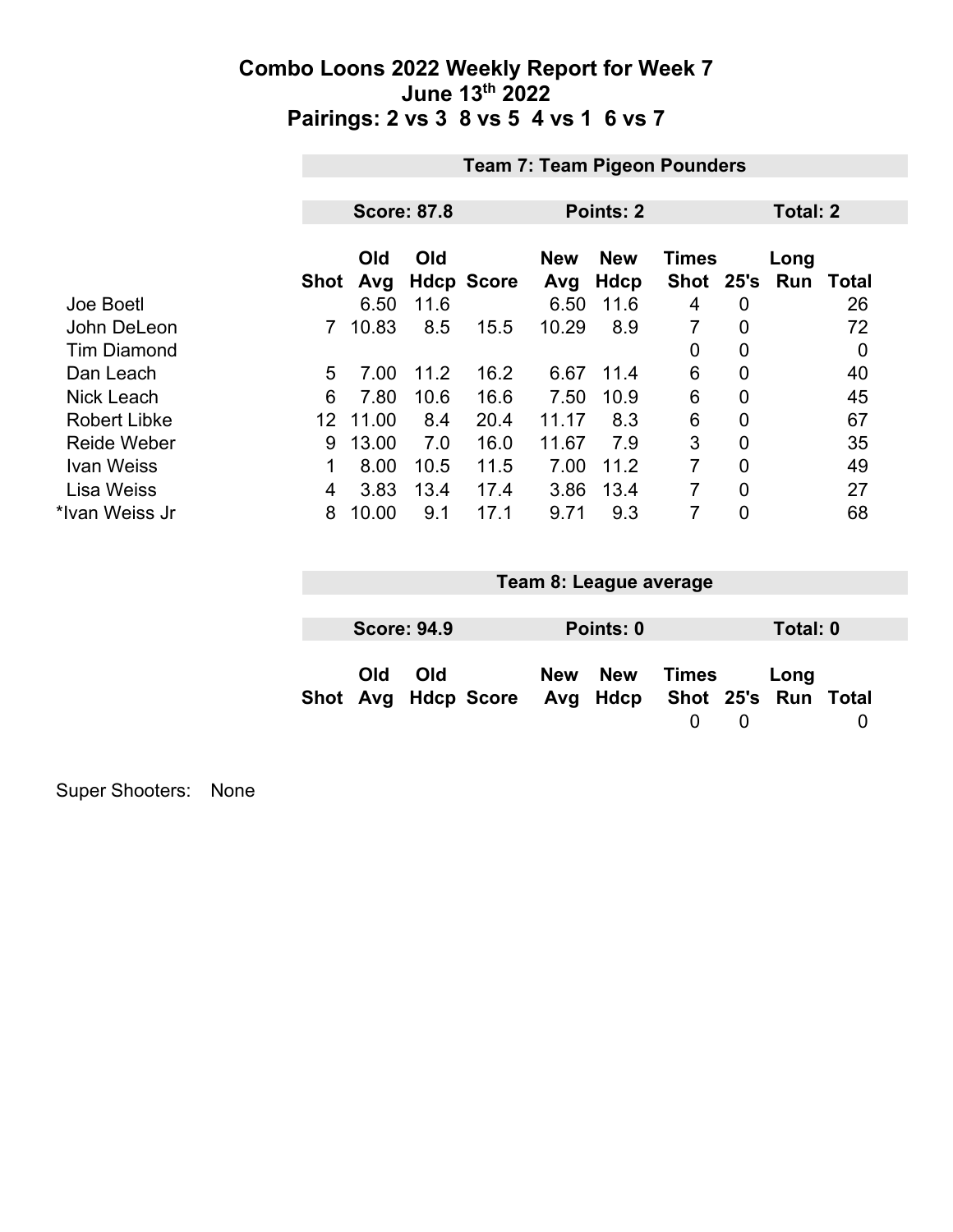# Combo Loons 2022 Weekly Report for Week 7
## June 13th 2022
## Pairings: 2 vs 3 8 vs 5 4 vs 1 6 vs 7

### Team 7: Team Pigeon Pounders

**Score: 87.8** | **Points: 2** | **Total: 2**

| | Shot | Old Avg | Old Hdcp | Score | New Avg | New Hdcp | Times Shot | 25's | Long Run | Total |
|---|---|---|---|---|---|---|---|---|---|---|
| Joe Boetl | | 6.50 | 11.6 | | 6.50 | 11.6 | 4 | 0 | | 26 |
| John DeLeon | 7 | 10.83 | 8.5 | 15.5 | 10.29 | 8.9 | 7 | 0 | | 72 |
| Tim Diamond | | | | | | | 0 | 0 | | 0 |
| Dan Leach | 5 | 7.00 | 11.2 | 16.2 | 6.67 | 11.4 | 6 | 0 | | 40 |
| Nick Leach | 6 | 7.80 | 10.6 | 16.6 | 7.50 | 10.9 | 6 | 0 | | 45 |
| Robert Libke | 12 | 11.00 | 8.4 | 20.4 | 11.17 | 8.3 | 6 | 0 | | 67 |
| Reide Weber | 9 | 13.00 | 7.0 | 16.0 | 11.67 | 7.9 | 3 | 0 | | 35 |
| Ivan Weiss | 1 | 8.00 | 10.5 | 11.5 | 7.00 | 11.2 | 7 | 0 | | 49 |
| Lisa Weiss | 4 | 3.83 | 13.4 | 17.4 | 3.86 | 13.4 | 7 | 0 | | 27 |
| *Ivan Weiss Jr | 8 | 10.00 | 9.1 | 17.1 | 9.71 | 9.3 | 7 | 0 | | 68 |

### Team 8: League average

**Score: 94.9** | **Points: 0** | **Total: 0**

| Shot | Old Avg | Old Hdcp | Score | New Avg | New Hdcp | Times Shot | 25's | Long Run | Total |
|---|---|---|---|---|---|---|---|---|---|
| | | | | | | 0 | 0 | | 0 |

Super Shooters: None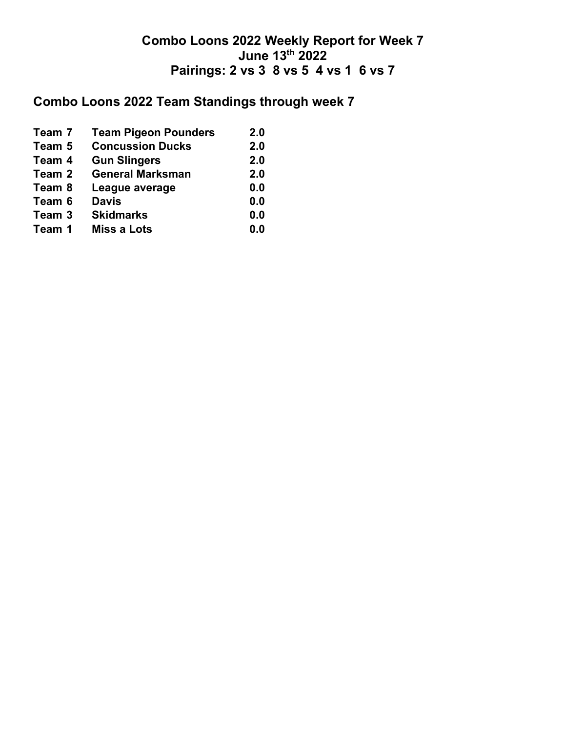## Combo Loons 2022 Weekly Report for Week 7
## June 13th 2022
## Pairings: 2 vs 3  8 vs 5  4 vs 1  6 vs 7

## Combo Loons 2022 Team Standings through week 7

| | | |
|---|---|---|
| **Team 7** | **Team Pigeon Pounders** | **2.0** |
| **Team 5** | **Concussion Ducks** | **2.0** |
| **Team 4** | **Gun Slingers** | **2.0** |
| **Team 2** | **General Marksman** | **2.0** |
| **Team 8** | **League average** | **0.0** |
| **Team 6** | **Davis** | **0.0** |
| **Team 3** | **Skidmarks** | **0.0** |
| **Team 1** | **Miss a Lots** | **0.0** |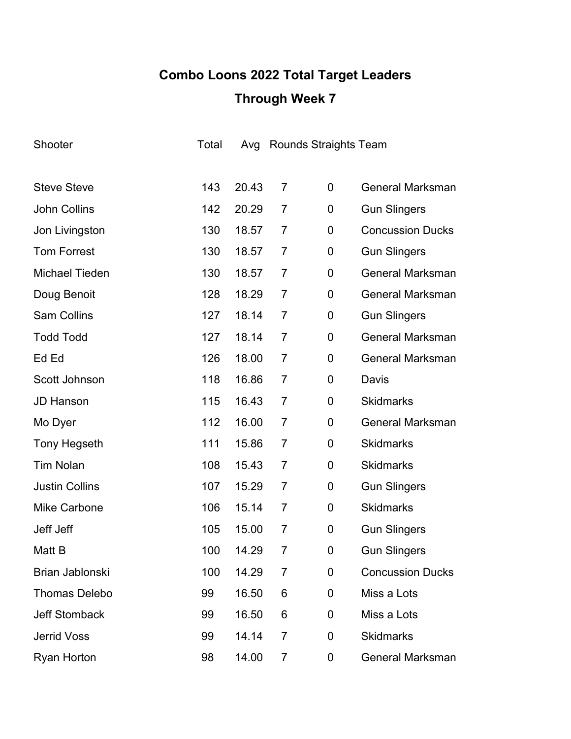# Combo Loons 2022 Total Target Leaders

## Through Week 7

| Shooter | Total | Avg | Rounds | Straights | Team |
|---|---|---|---|---|---|
| Steve Steve | 143 | 20.43 | 7 | 0 | General Marksman |
| John Collins | 142 | 20.29 | 7 | 0 | Gun Slingers |
| Jon Livingston | 130 | 18.57 | 7 | 0 | Concussion Ducks |
| Tom Forrest | 130 | 18.57 | 7 | 0 | Gun Slingers |
| Michael Tieden | 130 | 18.57 | 7 | 0 | General Marksman |
| Doug Benoit | 128 | 18.29 | 7 | 0 | General Marksman |
| Sam Collins | 127 | 18.14 | 7 | 0 | Gun Slingers |
| Todd Todd | 127 | 18.14 | 7 | 0 | General Marksman |
| Ed Ed | 126 | 18.00 | 7 | 0 | General Marksman |
| Scott Johnson | 118 | 16.86 | 7 | 0 | Davis |
| JD Hanson | 115 | 16.43 | 7 | 0 | Skidmarks |
| Mo Dyer | 112 | 16.00 | 7 | 0 | General Marksman |
| Tony Hegseth | 111 | 15.86 | 7 | 0 | Skidmarks |
| Tim Nolan | 108 | 15.43 | 7 | 0 | Skidmarks |
| Justin Collins | 107 | 15.29 | 7 | 0 | Gun Slingers |
| Mike Carbone | 106 | 15.14 | 7 | 0 | Skidmarks |
| Jeff Jeff | 105 | 15.00 | 7 | 0 | Gun Slingers |
| Matt B | 100 | 14.29 | 7 | 0 | Gun Slingers |
| Brian Jablonski | 100 | 14.29 | 7 | 0 | Concussion Ducks |
| Thomas Delebo | 99 | 16.50 | 6 | 0 | Miss a Lots |
| Jeff Stomback | 99 | 16.50 | 6 | 0 | Miss a Lots |
| Jerrid Voss | 99 | 14.14 | 7 | 0 | Skidmarks |
| Ryan Horton | 98 | 14.00 | 7 | 0 | General Marksman |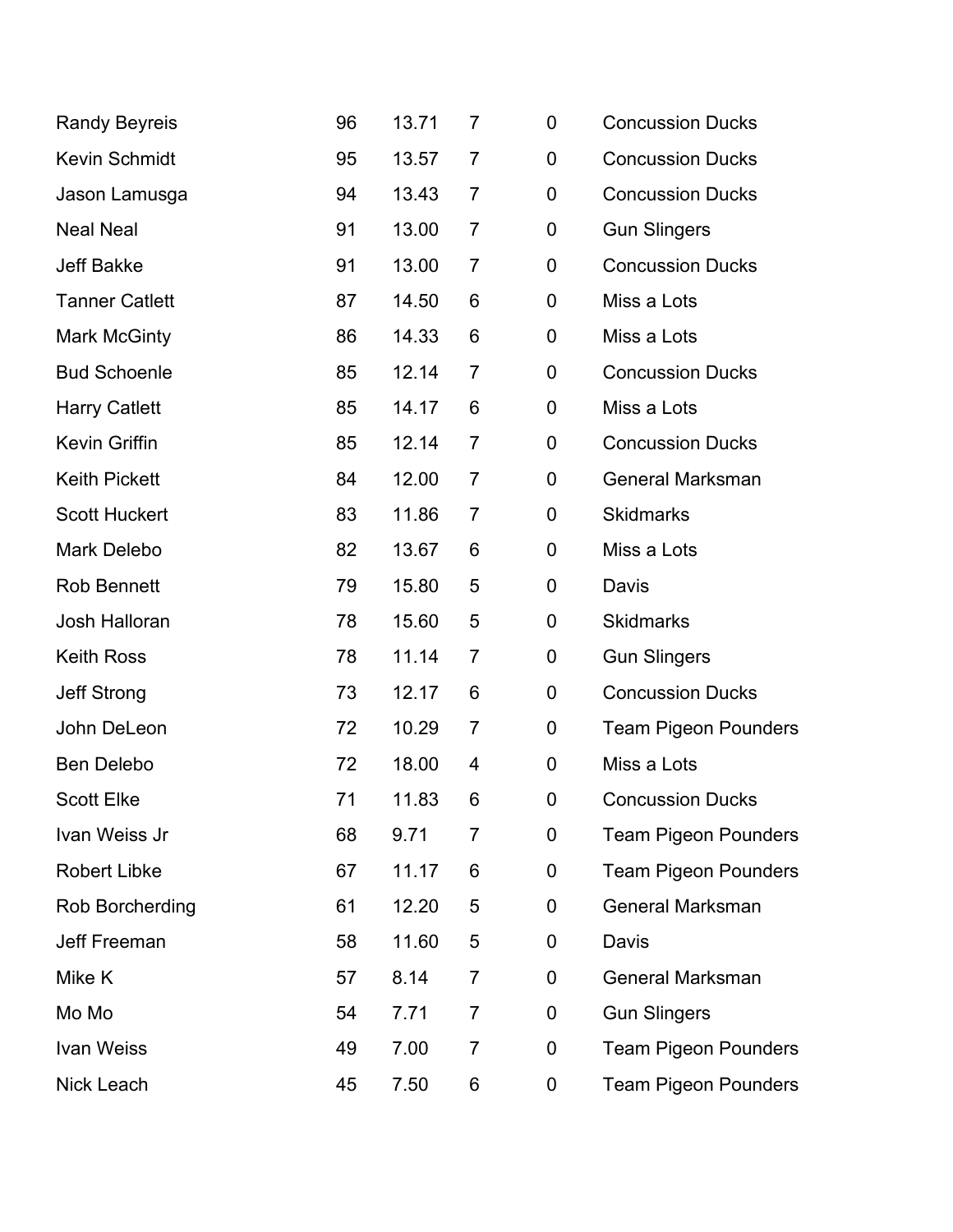| | | | | | |
|---|---|---|---|---|---|
| Randy Beyreis | 96 | 13.71 | 7 | 0 | Concussion Ducks |
| Kevin Schmidt | 95 | 13.57 | 7 | 0 | Concussion Ducks |
| Jason Lamusga | 94 | 13.43 | 7 | 0 | Concussion Ducks |
| Neal Neal | 91 | 13.00 | 7 | 0 | Gun Slingers |
| Jeff Bakke | 91 | 13.00 | 7 | 0 | Concussion Ducks |
| Tanner Catlett | 87 | 14.50 | 6 | 0 | Miss a Lots |
| Mark McGinty | 86 | 14.33 | 6 | 0 | Miss a Lots |
| Bud Schoenle | 85 | 12.14 | 7 | 0 | Concussion Ducks |
| Harry Catlett | 85 | 14.17 | 6 | 0 | Miss a Lots |
| Kevin Griffin | 85 | 12.14 | 7 | 0 | Concussion Ducks |
| Keith Pickett | 84 | 12.00 | 7 | 0 | General Marksman |
| Scott Huckert | 83 | 11.86 | 7 | 0 | Skidmarks |
| Mark Delebo | 82 | 13.67 | 6 | 0 | Miss a Lots |
| Rob Bennett | 79 | 15.80 | 5 | 0 | Davis |
| Josh Halloran | 78 | 15.60 | 5 | 0 | Skidmarks |
| Keith Ross | 78 | 11.14 | 7 | 0 | Gun Slingers |
| Jeff Strong | 73 | 12.17 | 6 | 0 | Concussion Ducks |
| John DeLeon | 72 | 10.29 | 7 | 0 | Team Pigeon Pounders |
| Ben Delebo | 72 | 18.00 | 4 | 0 | Miss a Lots |
| Scott Elke | 71 | 11.83 | 6 | 0 | Concussion Ducks |
| Ivan Weiss Jr | 68 | 9.71 | 7 | 0 | Team Pigeon Pounders |
| Robert Libke | 67 | 11.17 | 6 | 0 | Team Pigeon Pounders |
| Rob Borcherding | 61 | 12.20 | 5 | 0 | General Marksman |
| Jeff Freeman | 58 | 11.60 | 5 | 0 | Davis |
| Mike K | 57 | 8.14 | 7 | 0 | General Marksman |
| Mo Mo | 54 | 7.71 | 7 | 0 | Gun Slingers |
| Ivan Weiss | 49 | 7.00 | 7 | 0 | Team Pigeon Pounders |
| Nick Leach | 45 | 7.50 | 6 | 0 | Team Pigeon Pounders |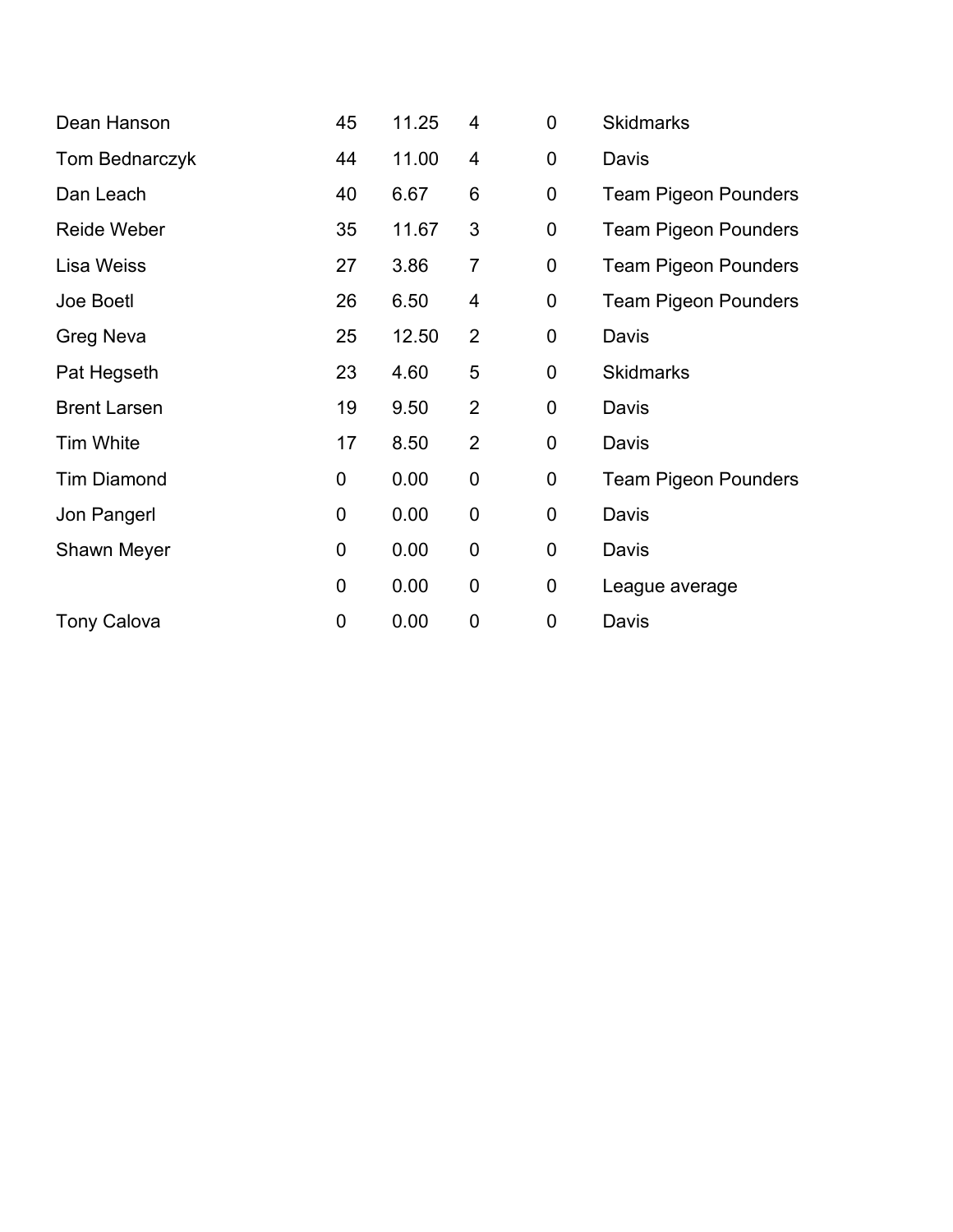| | | | | | |
|---|---|---|---|---|---|
| Dean Hanson | 45 | 11.25 | 4 | 0 | Skidmarks |
| Tom Bednarczyk | 44 | 11.00 | 4 | 0 | Davis |
| Dan Leach | 40 | 6.67 | 6 | 0 | Team Pigeon Pounders |
| Reide Weber | 35 | 11.67 | 3 | 0 | Team Pigeon Pounders |
| Lisa Weiss | 27 | 3.86 | 7 | 0 | Team Pigeon Pounders |
| Joe Boetl | 26 | 6.50 | 4 | 0 | Team Pigeon Pounders |
| Greg Neva | 25 | 12.50 | 2 | 0 | Davis |
| Pat Hegseth | 23 | 4.60 | 5 | 0 | Skidmarks |
| Brent Larsen | 19 | 9.50 | 2 | 0 | Davis |
| Tim White | 17 | 8.50 | 2 | 0 | Davis |
| Tim Diamond | 0 | 0.00 | 0 | 0 | Team Pigeon Pounders |
| Jon Pangerl | 0 | 0.00 | 0 | 0 | Davis |
| Shawn Meyer | 0 | 0.00 | 0 | 0 | Davis |
| | 0 | 0.00 | 0 | 0 | League average |
| Tony Calova | 0 | 0.00 | 0 | 0 | Davis |